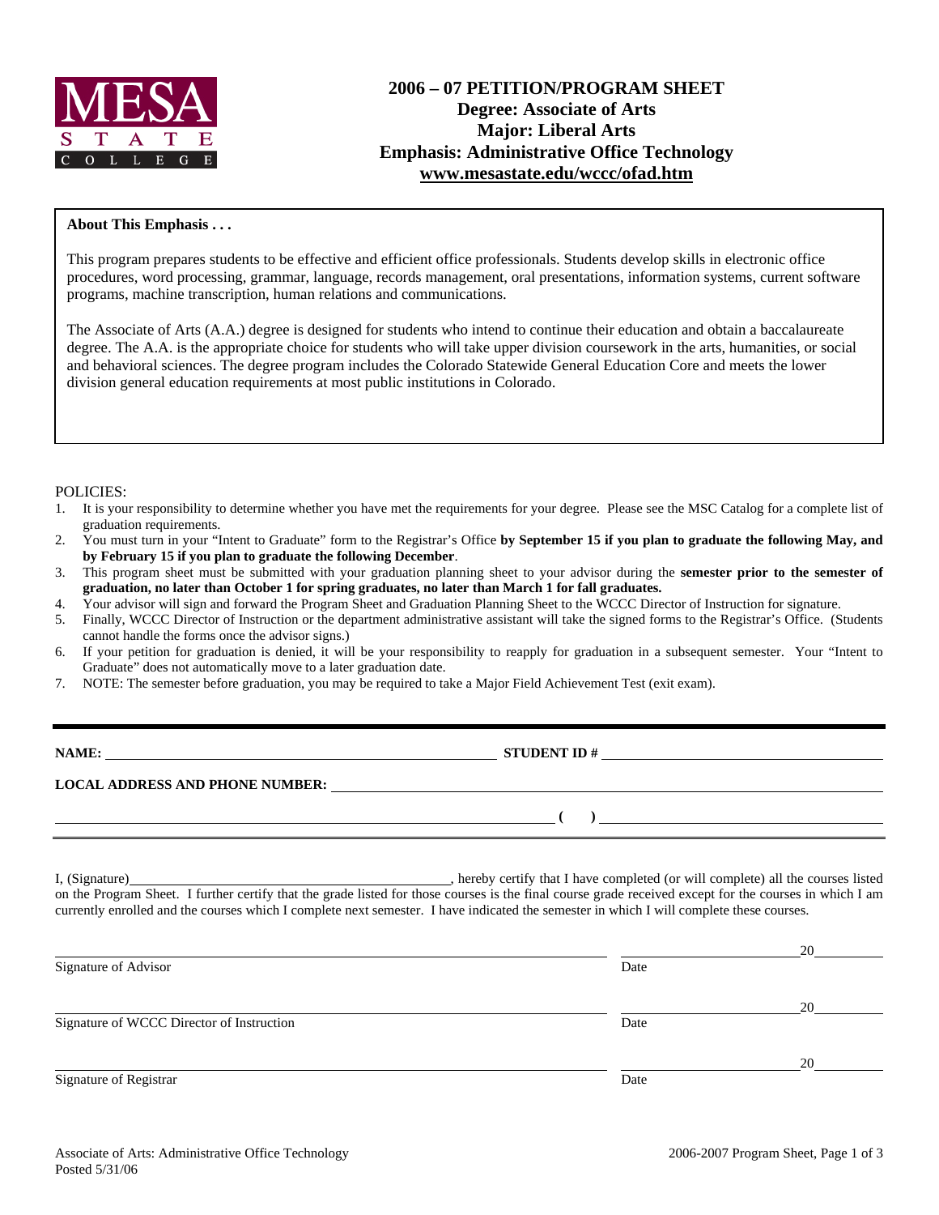MESA STATE COLLEGE

# 2006 – 07 PETITION/PROGRAM SHEET
## Degree: Associate of Arts
## Major: Liberal Arts
## Emphasis: Administrative Office Technology
## www.mesastate.edu/wccc/ofad.htm

**About This Emphasis . . .**

This program prepares students to be effective and efficient office professionals. Students develop skills in electronic office procedures, word processing, grammar, language, records management, oral presentations, information systems, current software programs, machine transcription, human relations and communications.

The Associate of Arts (A.A.) degree is designed for students who intend to continue their education and obtain a baccalaureate degree. The A.A. is the appropriate choice for students who will take upper division coursework in the arts, humanities, or social and behavioral sciences. The degree program includes the Colorado Statewide General Education Core and meets the lower division general education requirements at most public institutions in Colorado.

POLICIES:

1. It is your responsibility to determine whether you have met the requirements for your degree. Please see the MSC Catalog for a complete list of graduation requirements.
2. You must turn in your "Intent to Graduate" form to the Registrar's Office **by September 15 if you plan to graduate the following May, and by February 15 if you plan to graduate the following December**.
3. This program sheet must be submitted with your graduation planning sheet to your advisor during the **semester prior to the semester of graduation, no later than October 1 for spring graduates, no later than March 1 for fall graduates.**
4. Your advisor will sign and forward the Program Sheet and Graduation Planning Sheet to the WCCC Director of Instruction for signature.
5. Finally, WCCC Director of Instruction or the department administrative assistant will take the signed forms to the Registrar's Office. (Students cannot handle the forms once the advisor signs.)
6. If your petition for graduation is denied, it will be your responsibility to reapply for graduation in a subsequent semester. Your "Intent to Graduate" does not automatically move to a later graduation date.
7. NOTE: The semester before graduation, you may be required to take a Major Field Achievement Test (exit exam).

**NAME:** ______________________________ **STUDENT ID #** ______________________________

**LOCAL ADDRESS AND PHONE NUMBER:** ____________________________________________

____________________________________________ **( )** ______________________________

I, (Signature) ______________________________, hereby certify that I have completed (or will complete) all the courses listed on the Program Sheet. I further certify that the grade listed for those courses is the final course grade received except for the courses in which I am currently enrolled and the courses which I complete next semester. I have indicated the semester in which I will complete these courses.

______________________________ Signature of Advisor ______________ Date 20____

______________________________ Signature of WCCC Director of Instruction ______________ Date 20____

______________________________ Signature of Registrar ______________ Date 20____

Associate of Arts: Administrative Office Technology
Posted 5/31/06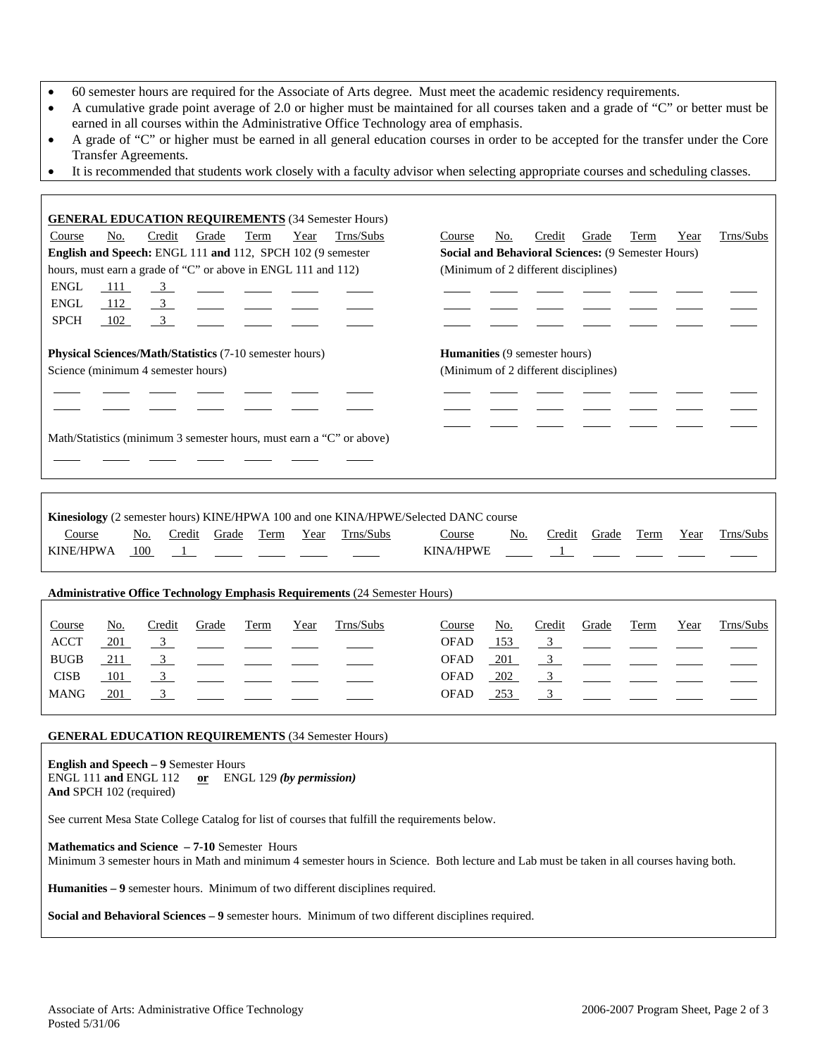- 60 semester hours are required for the Associate of Arts degree. Must meet the academic residency requirements.
- A cumulative grade point average of 2.0 or higher must be maintained for all courses taken and a grade of "C" or better must be earned in all courses within the Administrative Office Technology area of emphasis.
- A grade of "C" or higher must be earned in all general education courses in order to be accepted for the transfer under the Core Transfer Agreements.
- It is recommended that students work closely with a faculty advisor when selecting appropriate courses and scheduling classes.

**GENERAL EDUCATION REQUIREMENTS** (34 Semester Hours)

**English and Speech:** ENGL 111 **and** 112, SPCH 102 (9 semester hours, must earn a grade of "C" or above in ENGL 111 and 112)

| Course | No. | Credit | Grade | Term | Year | Trns/Subs |
|---|---|---|---|---|---|---|
| ENGL | 111 | 3 | | | | |
| ENGL | 112 | 3 | | | | |
| SPCH | 102 | 3 | | | | |

**Physical Sciences/Math/Statistics** (7-10 semester hours)

Science (minimum 4 semester hours)

| Course | No. | Credit | Grade | Term | Year | Trns/Subs |
|---|---|---|---|---|---|---|
| | | | | | | |
| | | | | | | |

Math/Statistics (minimum 3 semester hours, must earn a "C" or above)

| Course | No. | Credit | Grade | Term | Year | Trns/Subs |
|---|---|---|---|---|---|---|
| | | | | | | |

**Social and Behavioral Sciences:** (9 Semester Hours) (Minimum of 2 different disciplines)

| Course | No. | Credit | Grade | Term | Year | Trns/Subs |
|---|---|---|---|---|---|---|
| | | | | | | |
| | | | | | | |
| | | | | | | |

**Humanities** (9 semester hours) (Minimum of 2 different disciplines)

| Course | No. | Credit | Grade | Term | Year | Trns/Subs |
|---|---|---|---|---|---|---|
| | | | | | | |
| | | | | | | |
| | | | | | | |

**Kinesiology** (2 semester hours) KINE/HPWA 100 and one KINA/HPWE/Selected DANC course

| Course | No. | Credit | Grade | Term | Year | Trns/Subs |
|---|---|---|---|---|---|---|
| KINE/HPWA | 100 | 1 | | | | |
| KINA/HPWE | | 1 | | | | |

**Administrative Office Technology Emphasis Requirements** (24 Semester Hours)

| Course | No. | Credit | Grade | Term | Year | Trns/Subs |
|---|---|---|---|---|---|---|
| ACCT | 201 | 3 | | | | |
| BUGB | 211 | 3 | | | | |
| CISB | 101 | 3 | | | | |
| MANG | 201 | 3 | | | | |
| OFAD | 153 | 3 | | | | |
| OFAD | 201 | 3 | | | | |
| OFAD | 202 | 3 | | | | |
| OFAD | 253 | 3 | | | | |

**GENERAL EDUCATION REQUIREMENTS** (34 Semester Hours)

**English and Speech – 9** Semester Hours
ENGL 111 **and** ENGL 112 **or** ENGL 129 ***(by permission)***
**And** SPCH 102 (required)

See current Mesa State College Catalog for list of courses that fulfill the requirements below.

**Mathematics and Science – 7-10** Semester Hours
Minimum 3 semester hours in Math and minimum 4 semester hours in Science. Both lecture and Lab must be taken in all courses having both.

**Humanities – 9** semester hours. Minimum of two different disciplines required.

**Social and Behavioral Sciences – 9** semester hours. Minimum of two different disciplines required.

Associate of Arts: Administrative Office Technology
Posted 5/31/06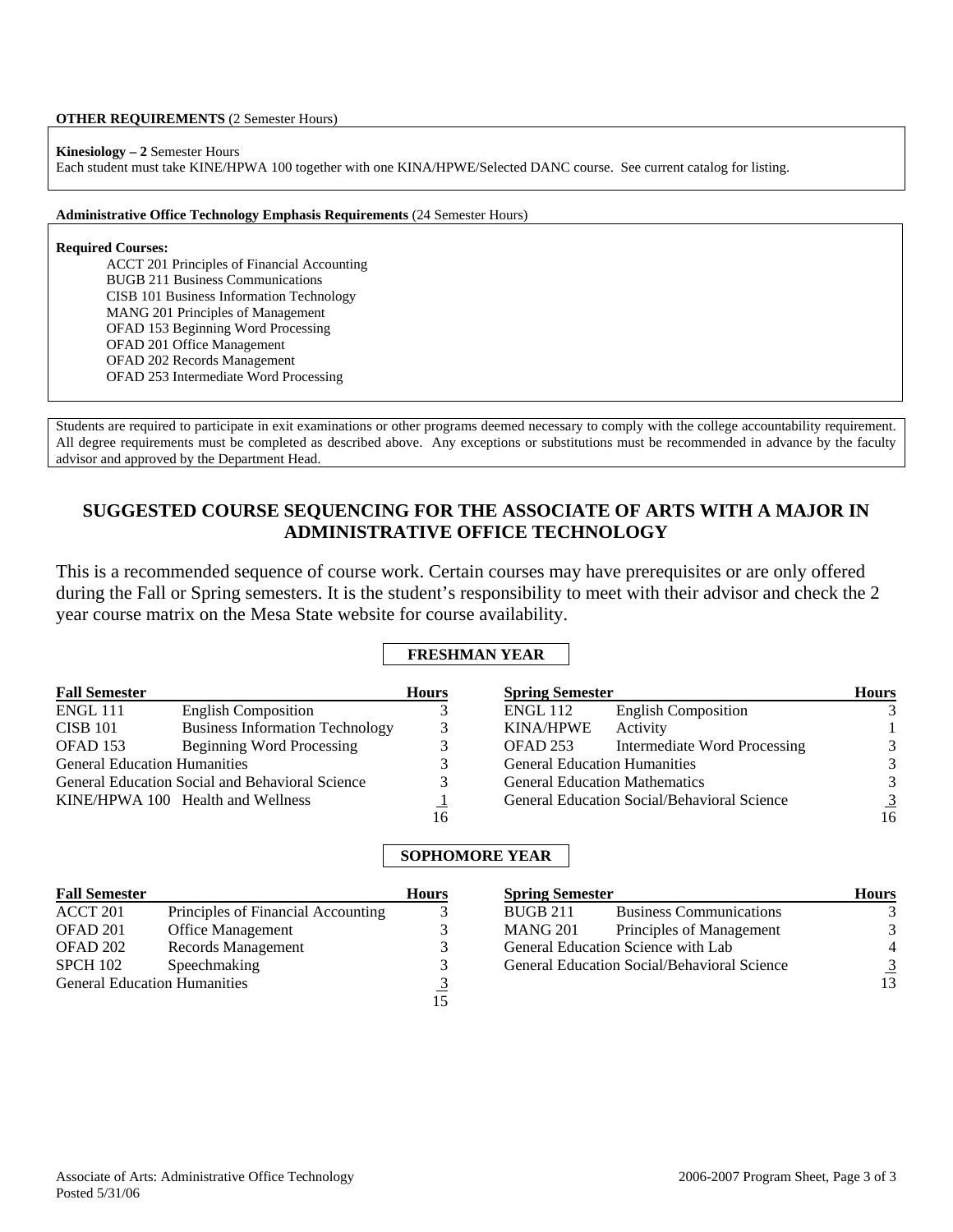**OTHER REQUIREMENTS** (2 Semester Hours)

**Kinesiology – 2** Semester Hours
Each student must take KINE/HPWA 100 together with one KINA/HPWE/Selected DANC course. See current catalog for listing.

**Administrative Office Technology Emphasis Requirements** (24 Semester Hours)

**Required Courses:**

- ACCT 201 Principles of Financial Accounting
- BUGB 211 Business Communications
- CISB 101 Business Information Technology
- MANG 201 Principles of Management
- OFAD 153 Beginning Word Processing
- OFAD 201 Office Management
- OFAD 202 Records Management
- OFAD 253 Intermediate Word Processing

Students are required to participate in exit examinations or other programs deemed necessary to comply with the college accountability requirement. All degree requirements must be completed as described above. Any exceptions or substitutions must be recommended in advance by the faculty advisor and approved by the Department Head.

## SUGGESTED COURSE SEQUENCING FOR THE ASSOCIATE OF ARTS WITH A MAJOR IN ADMINISTRATIVE OFFICE TECHNOLOGY

This is a recommended sequence of course work. Certain courses may have prerequisites or are only offered during the Fall or Spring semesters. It is the student's responsibility to meet with their advisor and check the 2 year course matrix on the Mesa State website for course availability.

### FRESHMAN YEAR

| Fall Semester | | Hours |
|---|---|---|
| ENGL 111 | English Composition | 3 |
| CISB 101 | Business Information Technology | 3 |
| OFAD 153 | Beginning Word Processing | 3 |
| General Education Humanities | | 3 |
| General Education Social and Behavioral Science | | 3 |
| KINE/HPWA 100 | Health and Wellness | 1 |
| | | 16 |

| Spring Semester | | Hours |
|---|---|---|
| ENGL 112 | English Composition | 3 |
| KINA/HPWE | Activity | 1 |
| OFAD 253 | Intermediate Word Processing | 3 |
| General Education Humanities | | 3 |
| General Education Mathematics | | 3 |
| General Education Social/Behavioral Science | | 3 |
| | | 16 |

### SOPHOMORE YEAR

| Fall Semester | | Hours |
|---|---|---|
| ACCT 201 | Principles of Financial Accounting | 3 |
| OFAD 201 | Office Management | 3 |
| OFAD 202 | Records Management | 3 |
| SPCH 102 | Speechmaking | 3 |
| General Education Humanities | | 3 |
| | | 15 |

| Spring Semester | | Hours |
|---|---|---|
| BUGB 211 | Business Communications | 3 |
| MANG 201 | Principles of Management | 3 |
| General Education Science with Lab | | 4 |
| General Education Social/Behavioral Science | | 3 |
| | | 13 |